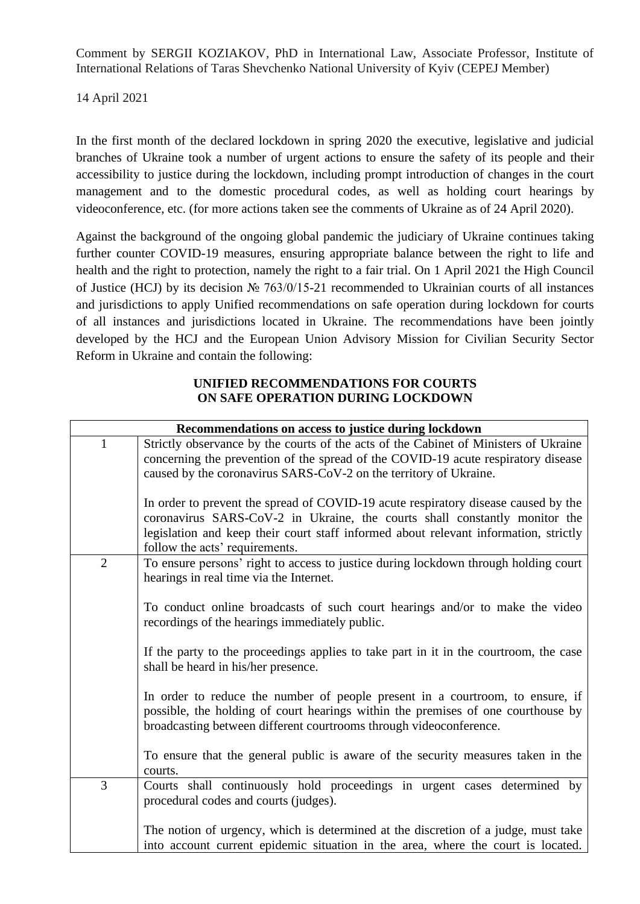Comment by SERGII KOZIAKOV, PhD in International Law, Associate Professor, Institute of International Relations of Taras Shevchenko National University of Kyiv (CEPEJ Member)

14 April 2021

In the first month of the declared lockdown in spring 2020 the executive, legislative and judicial branches of Ukraine took a number of urgent actions to ensure the safety of its people and their accessibility to justice during the lockdown, including prompt introduction of changes in the court management and to the domestic procedural codes, as well as holding court hearings by videoconference, etc. (for more actions taken see the comments of Ukraine as of 24 April 2020).

Against the background of the ongoing global pandemic the judiciary of Ukraine continues taking further counter COVID-19 measures, ensuring appropriate balance between the right to life and health and the right to protection, namely the right to a fair trial. On 1 April 2021 the High Council of Justice (HCJ) by its decision № 763/0/15-21 recommended to Ukrainian courts of all instances and jurisdictions to apply Unified recommendations on safe operation during lockdown for courts of all instances and jurisdictions located in Ukraine. The recommendations have been jointly developed by the HCJ and the European Union Advisory Mission for Civilian Security Sector Reform in Ukraine and contain the following:

## UNIFIED RECOMMENDATIONS FOR COURTS ON SAFE OPERATION DURING LOCKDOWN

| Recommendations on access to justice during lockdown | |
|---|---|
| 1 | Strictly observance by the courts of the acts of the Cabinet of Ministers of Ukraine concerning the prevention of the spread of the COVID-19 acute respiratory disease caused by the coronavirus SARS-CoV-2 on the territory of Ukraine.<br><br>In order to prevent the spread of COVID-19 acute respiratory disease caused by the coronavirus SARS-CoV-2 in Ukraine, the courts shall constantly monitor the legislation and keep their court staff informed about relevant information, strictly follow the acts' requirements. |
| 2 | To ensure persons' right to access to justice during lockdown through holding court hearings in real time via the Internet.<br><br>To conduct online broadcasts of such court hearings and/or to make the video recordings of the hearings immediately public.<br><br>If the party to the proceedings applies to take part in it in the courtroom, the case shall be heard in his/her presence.<br><br>In order to reduce the number of people present in a courtroom, to ensure, if possible, the holding of court hearings within the premises of one courthouse by broadcasting between different courtrooms through videoconference.<br><br>To ensure that the general public is aware of the security measures taken in the courts. |
| 3 | Courts shall continuously hold proceedings in urgent cases determined by procedural codes and courts (judges).<br><br>The notion of urgency, which is determined at the discretion of a judge, must take into account current epidemic situation in the area, where the court is located. |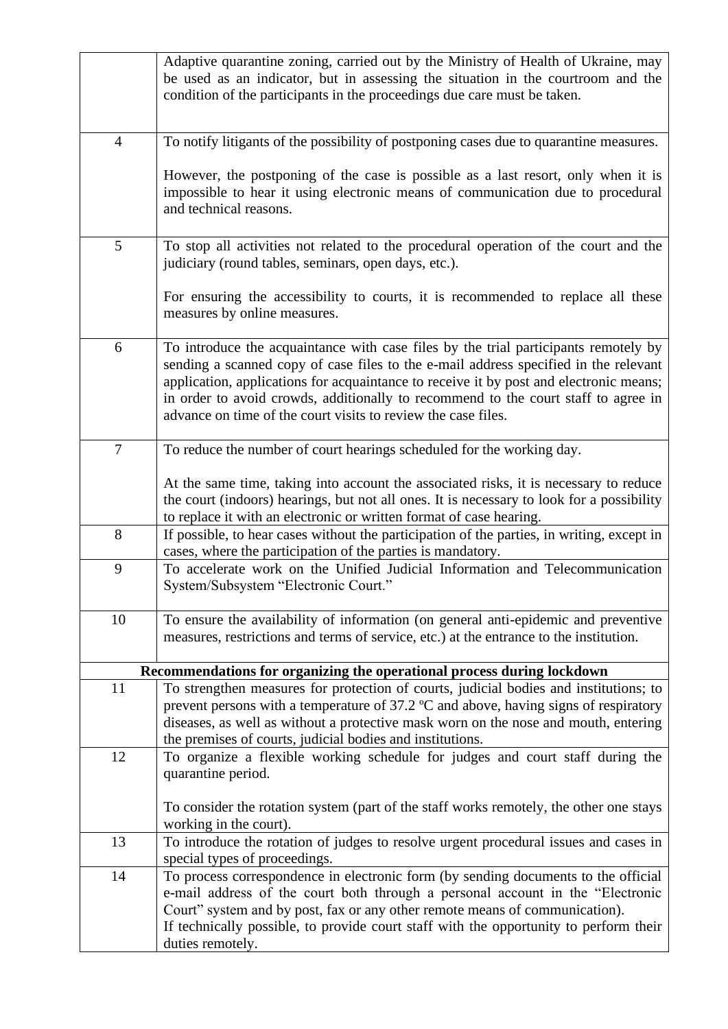| | |
|---|---|
| | Adaptive quarantine zoning, carried out by the Ministry of Health of Ukraine, may be used as an indicator, but in assessing the situation in the courtroom and the condition of the participants in the proceedings due care must be taken. |
| 4 | To notify litigants of the possibility of postponing cases due to quarantine measures.<br><br>However, the postponing of the case is possible as a last resort, only when it is impossible to hear it using electronic means of communication due to procedural and technical reasons. |
| 5 | To stop all activities not related to the procedural operation of the court and the judiciary (round tables, seminars, open days, etc.).<br><br>For ensuring the accessibility to courts, it is recommended to replace all these measures by online measures. |
| 6 | To introduce the acquaintance with case files by the trial participants remotely by sending a scanned copy of case files to the e-mail address specified in the relevant application, applications for acquaintance to receive it by post and electronic means; in order to avoid crowds, additionally to recommend to the court staff to agree in advance on time of the court visits to review the case files. |
| 7 | To reduce the number of court hearings scheduled for the working day.<br><br>At the same time, taking into account the associated risks, it is necessary to reduce the court (indoors) hearings, but not all ones. It is necessary to look for a possibility to replace it with an electronic or written format of case hearing. |
| 8 | If possible, to hear cases without the participation of the parties, in writing, except in cases, where the participation of the parties is mandatory. |
| 9 | To accelerate work on the Unified Judicial Information and Telecommunication System/Subsystem "Electronic Court." |
| 10 | To ensure the availability of information (on general anti-epidemic and preventive measures, restrictions and terms of service, etc.) at the entrance to the institution. |
| **Recommendations for organizing the operational process during lockdown** | |
| 11 | To strengthen measures for protection of courts, judicial bodies and institutions; to prevent persons with a temperature of 37.2 ºC and above, having signs of respiratory diseases, as well as without a protective mask worn on the nose and mouth, entering the premises of courts, judicial bodies and institutions. |
| 12 | To organize a flexible working schedule for judges and court staff during the quarantine period.<br><br>To consider the rotation system (part of the staff works remotely, the other one stays working in the court). |
| 13 | To introduce the rotation of judges to resolve urgent procedural issues and cases in special types of proceedings. |
| 14 | To process correspondence in electronic form (by sending documents to the official e-mail address of the court both through a personal account in the "Electronic Court" system and by post, fax or any other remote means of communication).<br>If technically possible, to provide court staff with the opportunity to perform their duties remotely. |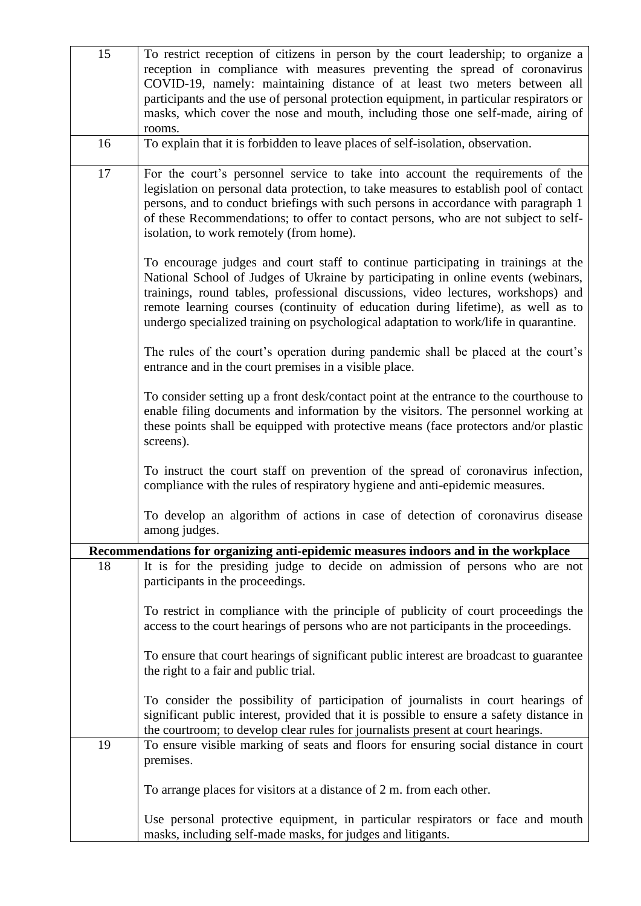| | |
|---|---|
| 15 | To restrict reception of citizens in person by the court leadership; to organize a reception in compliance with measures preventing the spread of coronavirus COVID-19, namely: maintaining distance of at least two meters between all participants and the use of personal protection equipment, in particular respirators or masks, which cover the nose and mouth, including those one self-made, airing of rooms. |
| 16 | To explain that it is forbidden to leave places of self-isolation, observation. |
| 17 | For the court's personnel service to take into account the requirements of the legislation on personal data protection, to take measures to establish pool of contact persons, and to conduct briefings with such persons in accordance with paragraph 1 of these Recommendations; to offer to contact persons, who are not subject to self-isolation, to work remotely (from home).<br><br>To encourage judges and court staff to continue participating in trainings at the National School of Judges of Ukraine by participating in online events (webinars, trainings, round tables, professional discussions, video lectures, workshops) and remote learning courses (continuity of education during lifetime), as well as to undergo specialized training on psychological adaptation to work/life in quarantine.<br><br>The rules of the court's operation during pandemic shall be placed at the court's entrance and in the court premises in a visible place.<br><br>To consider setting up a front desk/contact point at the entrance to the courthouse to enable filing documents and information by the visitors. The personnel working at these points shall be equipped with protective means (face protectors and/or plastic screens).<br><br>To instruct the court staff on prevention of the spread of coronavirus infection, compliance with the rules of respiratory hygiene and anti-epidemic measures.<br><br>To develop an algorithm of actions in case of detection of coronavirus disease among judges. |
| **Recommendations for organizing anti-epidemic measures indoors and in the workplace** | |
| 18 | It is for the presiding judge to decide on admission of persons who are not participants in the proceedings.<br><br>To restrict in compliance with the principle of publicity of court proceedings the access to the court hearings of persons who are not participants in the proceedings.<br><br>To ensure that court hearings of significant public interest are broadcast to guarantee the right to a fair and public trial.<br><br>To consider the possibility of participation of journalists in court hearings of significant public interest, provided that it is possible to ensure a safety distance in the courtroom; to develop clear rules for journalists present at court hearings. |
| 19 | To ensure visible marking of seats and floors for ensuring social distance in court premises.<br><br>To arrange places for visitors at a distance of 2 m. from each other.<br><br>Use personal protective equipment, in particular respirators or face and mouth masks, including self-made masks, for judges and litigants. |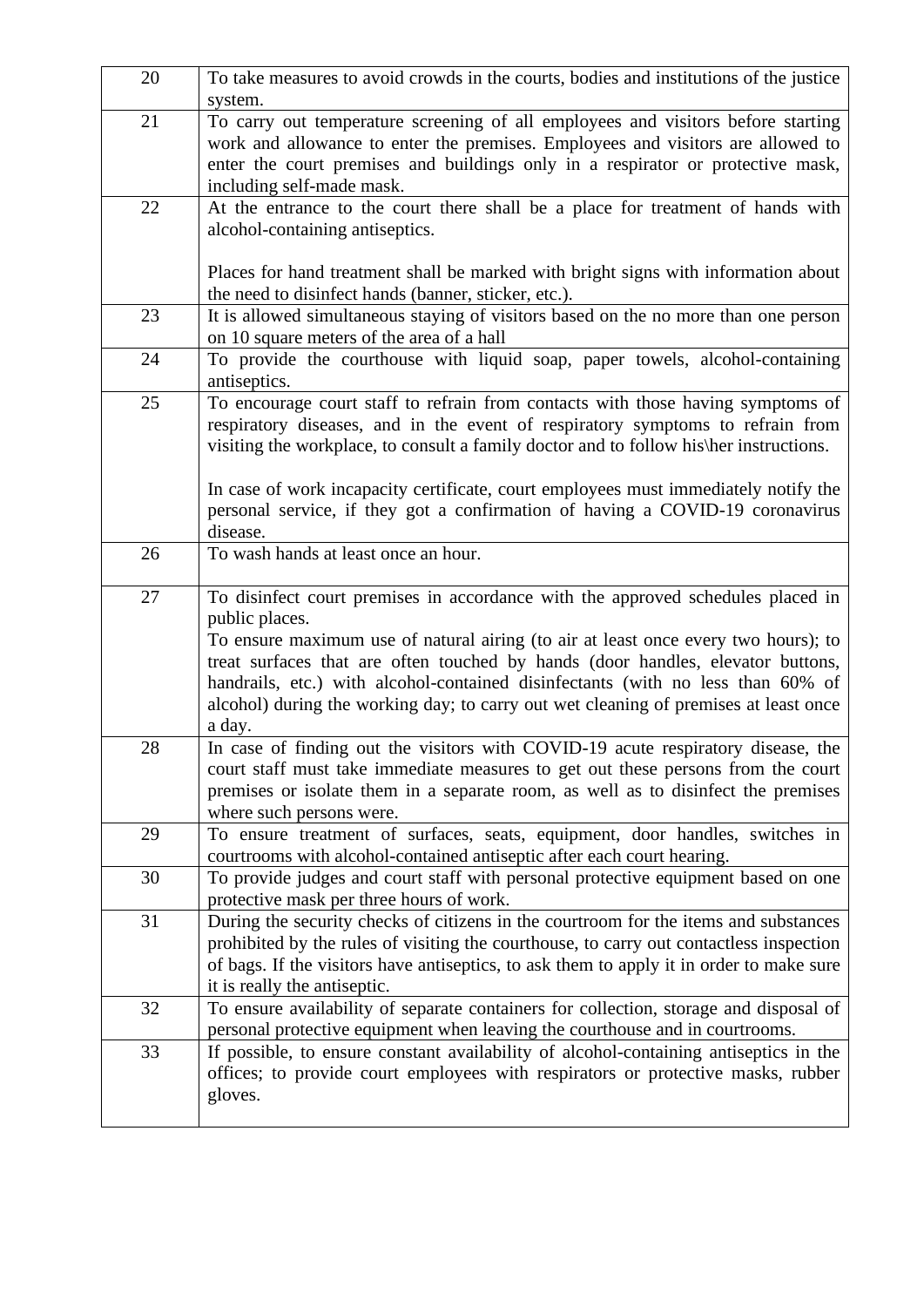| | |
|---|---|
| 20 | To take measures to avoid crowds in the courts, bodies and institutions of the justice system. |
| 21 | To carry out temperature screening of all employees and visitors before starting work and allowance to enter the premises. Employees and visitors are allowed to enter the court premises and buildings only in a respirator or protective mask, including self-made mask. |
| 22 | At the entrance to the court there shall be a place for treatment of hands with alcohol-containing antiseptics.<br><br>Places for hand treatment shall be marked with bright signs with information about the need to disinfect hands (banner, sticker, etc.). |
| 23 | It is allowed simultaneous staying of visitors based on the no more than one person on 10 square meters of the area of a hall |
| 24 | To provide the courthouse with liquid soap, paper towels, alcohol-containing antiseptics. |
| 25 | To encourage court staff to refrain from contacts with those having symptoms of respiratory diseases, and in the event of respiratory symptoms to refrain from visiting the workplace, to consult a family doctor and to follow his\her instructions.<br><br>In case of work incapacity certificate, court employees must immediately notify the personal service, if they got a confirmation of having a COVID-19 coronavirus disease. |
| 26 | To wash hands at least once an hour. |
| 27 | To disinfect court premises in accordance with the approved schedules placed in public places.<br>To ensure maximum use of natural airing (to air at least once every two hours); to treat surfaces that are often touched by hands (door handles, elevator buttons, handrails, etc.) with alcohol-contained disinfectants (with no less than 60% of alcohol) during the working day; to carry out wet cleaning of premises at least once a day. |
| 28 | In case of finding out the visitors with COVID-19 acute respiratory disease, the court staff must take immediate measures to get out these persons from the court premises or isolate them in a separate room, as well as to disinfect the premises where such persons were. |
| 29 | To ensure treatment of surfaces, seats, equipment, door handles, switches in courtrooms with alcohol-contained antiseptic after each court hearing. |
| 30 | To provide judges and court staff with personal protective equipment based on one protective mask per three hours of work. |
| 31 | During the security checks of citizens in the courtroom for the items and substances prohibited by the rules of visiting the courthouse, to carry out contactless inspection of bags. If the visitors have antiseptics, to ask them to apply it in order to make sure it is really the antiseptic. |
| 32 | To ensure availability of separate containers for collection, storage and disposal of personal protective equipment when leaving the courthouse and in courtrooms. |
| 33 | If possible, to ensure constant availability of alcohol-containing antiseptics in the offices; to provide court employees with respirators or protective masks, rubber gloves. |